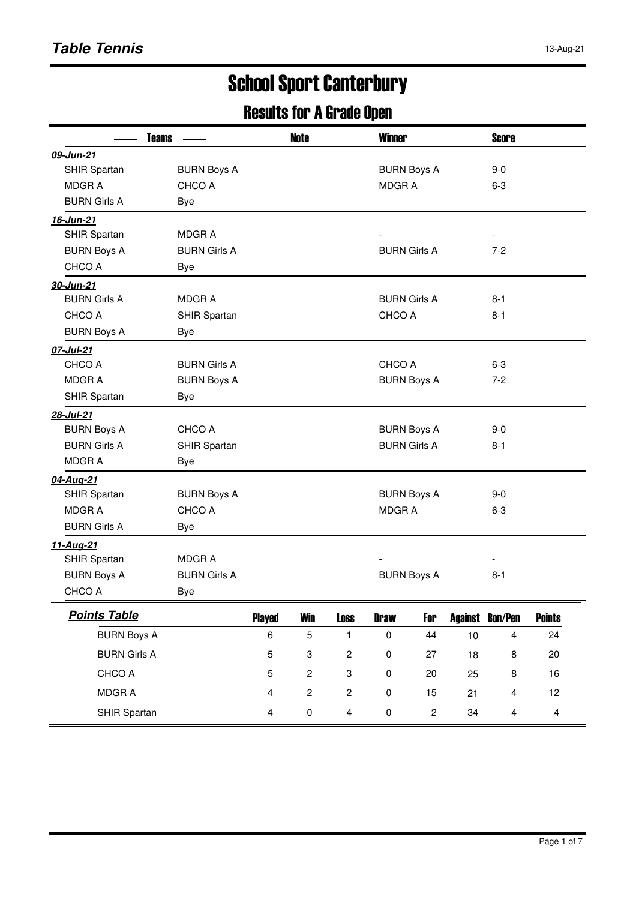# Table Tennis

13-Aug-21

# School Sport Canterbury

## Results for A Grade Open

| Teams | | Note | Winner | Score |
|---|---|---|---|---|
| ***09-Jun-21*** | | | | |
| SHIR Spartan | BURN Boys A | | BURN Boys A | 9-0 |
| MDGR A | CHCO A | | MDGR A | 6-3 |
| BURN Girls A | Bye | | | |
| ***16-Jun-21*** | | | | |
| SHIR Spartan | MDGR A | | - | - |
| BURN Boys A | BURN Girls A | | BURN Girls A | 7-2 |
| CHCO A | Bye | | | |
| ***30-Jun-21*** | | | | |
| BURN Girls A | MDGR A | | BURN Girls A | 8-1 |
| CHCO A | SHIR Spartan | | CHCO A | 8-1 |
| BURN Boys A | Bye | | | |
| ***07-Jul-21*** | | | | |
| CHCO A | BURN Girls A | | CHCO A | 6-3 |
| MDGR A | BURN Boys A | | BURN Boys A | 7-2 |
| SHIR Spartan | Bye | | | |
| ***28-Jul-21*** | | | | |
| BURN Boys A | CHCO A | | BURN Boys A | 9-0 |
| BURN Girls A | SHIR Spartan | | BURN Girls A | 8-1 |
| MDGR A | Bye | | | |
| ***04-Aug-21*** | | | | |
| SHIR Spartan | BURN Boys A | | BURN Boys A | 9-0 |
| MDGR A | CHCO A | | MDGR A | 6-3 |
| BURN Girls A | Bye | | | |
| ***11-Aug-21*** | | | | |
| SHIR Spartan | MDGR A | | - | - |
| BURN Boys A | BURN Girls A | | BURN Boys A | 8-1 |
| CHCO A | Bye | | | |

| ***Points Table*** | Played | Win | Loss | Draw | For | Against | Bon/Pen | Points |
|---|---|---|---|---|---|---|---|---|
| BURN Boys A | 6 | 5 | 1 | 0 | 44 | 10 | 4 | 24 |
| BURN Girls A | 5 | 3 | 2 | 0 | 27 | 18 | 8 | 20 |
| CHCO A | 5 | 2 | 3 | 0 | 20 | 25 | 8 | 16 |
| MDGR A | 4 | 2 | 2 | 0 | 15 | 21 | 4 | 12 |
| SHIR Spartan | 4 | 0 | 4 | 0 | 2 | 34 | 4 | 4 |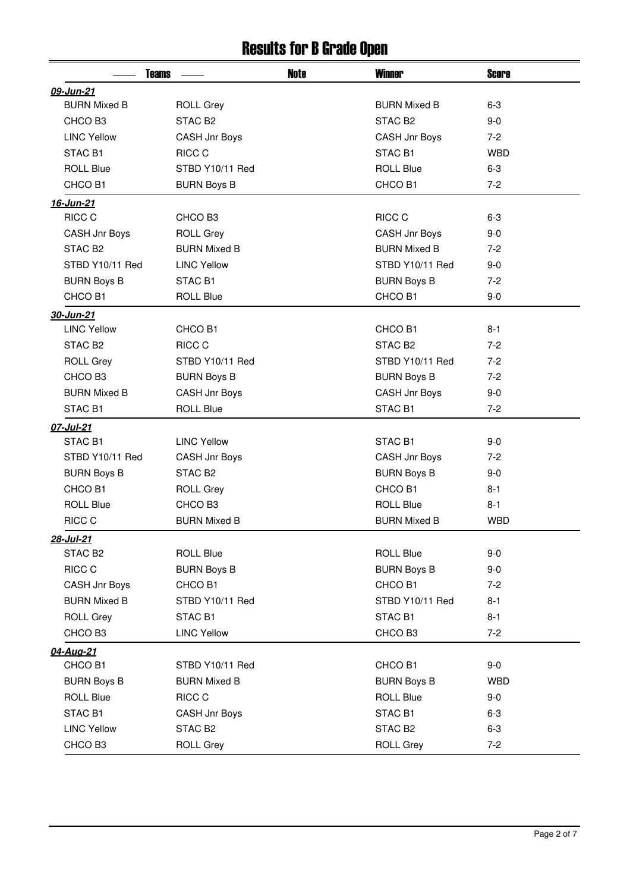# Results for B Grade Open

| Teams | | Note | Winner | Score |
|---|---|---|---|---|
| ***09-Jun-21*** | | | | |
| BURN Mixed B | ROLL Grey | | BURN Mixed B | 6-3 |
| CHCO B3 | STAC B2 | | STAC B2 | 9-0 |
| LINC Yellow | CASH Jnr Boys | | CASH Jnr Boys | 7-2 |
| STAC B1 | RICC C | | STAC B1 | WBD |
| ROLL Blue | STBD Y10/11 Red | | ROLL Blue | 6-3 |
| CHCO B1 | BURN Boys B | | CHCO B1 | 7-2 |
| ***16-Jun-21*** | | | | |
| RICC C | CHCO B3 | | RICC C | 6-3 |
| CASH Jnr Boys | ROLL Grey | | CASH Jnr Boys | 9-0 |
| STAC B2 | BURN Mixed B | | BURN Mixed B | 7-2 |
| STBD Y10/11 Red | LINC Yellow | | STBD Y10/11 Red | 9-0 |
| BURN Boys B | STAC B1 | | BURN Boys B | 7-2 |
| CHCO B1 | ROLL Blue | | CHCO B1 | 9-0 |
| ***30-Jun-21*** | | | | |
| LINC Yellow | CHCO B1 | | CHCO B1 | 8-1 |
| STAC B2 | RICC C | | STAC B2 | 7-2 |
| ROLL Grey | STBD Y10/11 Red | | STBD Y10/11 Red | 7-2 |
| CHCO B3 | BURN Boys B | | BURN Boys B | 7-2 |
| BURN Mixed B | CASH Jnr Boys | | CASH Jnr Boys | 9-0 |
| STAC B1 | ROLL Blue | | STAC B1 | 7-2 |
| ***07-Jul-21*** | | | | |
| STAC B1 | LINC Yellow | | STAC B1 | 9-0 |
| STBD Y10/11 Red | CASH Jnr Boys | | CASH Jnr Boys | 7-2 |
| BURN Boys B | STAC B2 | | BURN Boys B | 9-0 |
| CHCO B1 | ROLL Grey | | CHCO B1 | 8-1 |
| ROLL Blue | CHCO B3 | | ROLL Blue | 8-1 |
| RICC C | BURN Mixed B | | BURN Mixed B | WBD |
| ***28-Jul-21*** | | | | |
| STAC B2 | ROLL Blue | | ROLL Blue | 9-0 |
| RICC C | BURN Boys B | | BURN Boys B | 9-0 |
| CASH Jnr Boys | CHCO B1 | | CHCO B1 | 7-2 |
| BURN Mixed B | STBD Y10/11 Red | | STBD Y10/11 Red | 8-1 |
| ROLL Grey | STAC B1 | | STAC B1 | 8-1 |
| CHCO B3 | LINC Yellow | | CHCO B3 | 7-2 |
| ***04-Aug-21*** | | | | |
| CHCO B1 | STBD Y10/11 Red | | CHCO B1 | 9-0 |
| BURN Boys B | BURN Mixed B | | BURN Boys B | WBD |
| ROLL Blue | RICC C | | ROLL Blue | 9-0 |
| STAC B1 | CASH Jnr Boys | | STAC B1 | 6-3 |
| LINC Yellow | STAC B2 | | STAC B2 | 6-3 |
| CHCO B3 | ROLL Grey | | ROLL Grey | 7-2 |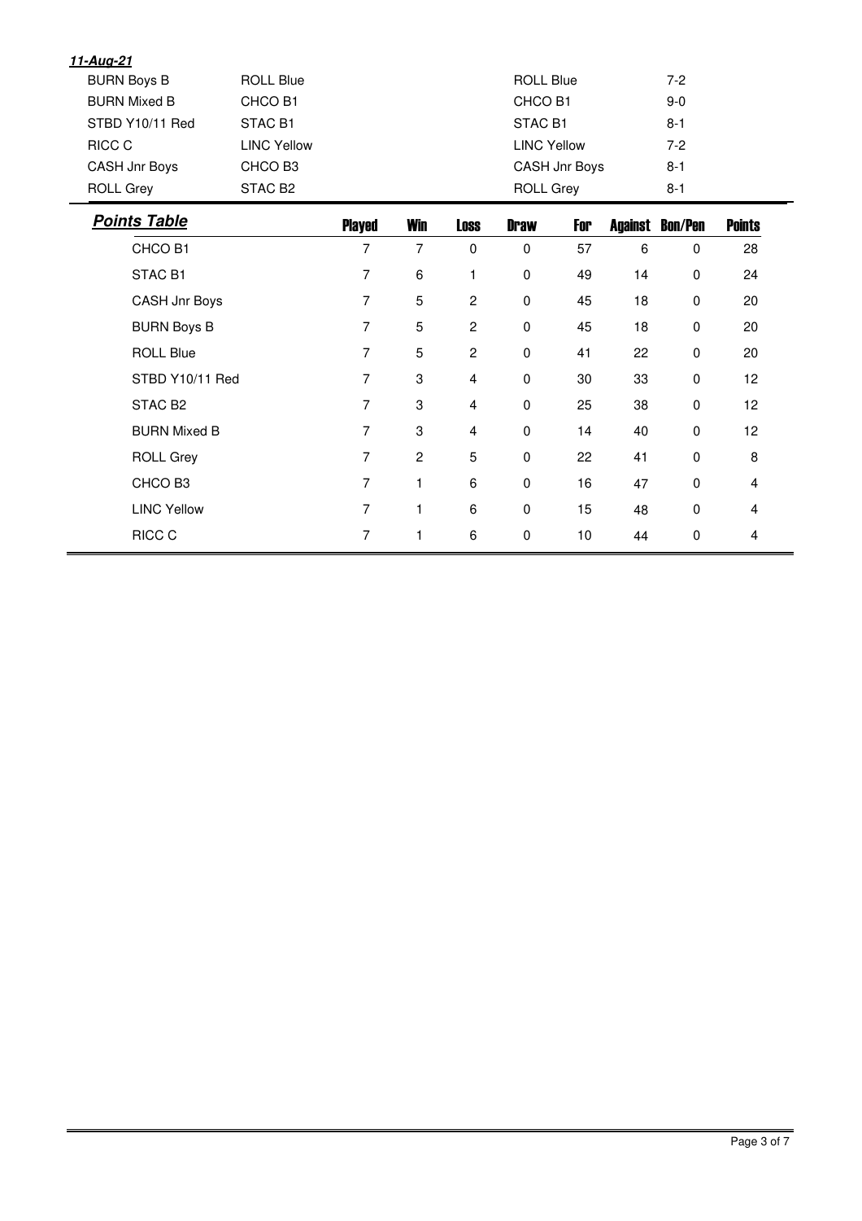***11-Aug-21***

| | | | |
|---|---|---|---|
| BURN Boys B | ROLL Blue | ROLL Blue | 7-2 |
| BURN Mixed B | CHCO B1 | CHCO B1 | 9-0 |
| STBD Y10/11 Red | STAC B1 | STAC B1 | 8-1 |
| RICC C | LINC Yellow | LINC Yellow | 7-2 |
| CASH Jnr Boys | CHCO B3 | CASH Jnr Boys | 8-1 |
| ROLL Grey | STAC B2 | ROLL Grey | 8-1 |

| ***Points Table*** | Played | Win | Loss | Draw | For | Against | Bon/Pen | Points |
|---|---|---|---|---|---|---|---|---|
| CHCO B1 | 7 | 7 | 0 | 0 | 57 | 6 | 0 | 28 |
| STAC B1 | 7 | 6 | 1 | 0 | 49 | 14 | 0 | 24 |
| CASH Jnr Boys | 7 | 5 | 2 | 0 | 45 | 18 | 0 | 20 |
| BURN Boys B | 7 | 5 | 2 | 0 | 45 | 18 | 0 | 20 |
| ROLL Blue | 7 | 5 | 2 | 0 | 41 | 22 | 0 | 20 |
| STBD Y10/11 Red | 7 | 3 | 4 | 0 | 30 | 33 | 0 | 12 |
| STAC B2 | 7 | 3 | 4 | 0 | 25 | 38 | 0 | 12 |
| BURN Mixed B | 7 | 3 | 4 | 0 | 14 | 40 | 0 | 12 |
| ROLL Grey | 7 | 2 | 5 | 0 | 22 | 41 | 0 | 8 |
| CHCO B3 | 7 | 1 | 6 | 0 | 16 | 47 | 0 | 4 |
| LINC Yellow | 7 | 1 | 6 | 0 | 15 | 48 | 0 | 4 |
| RICC C | 7 | 1 | 6 | 0 | 10 | 44 | 0 | 4 |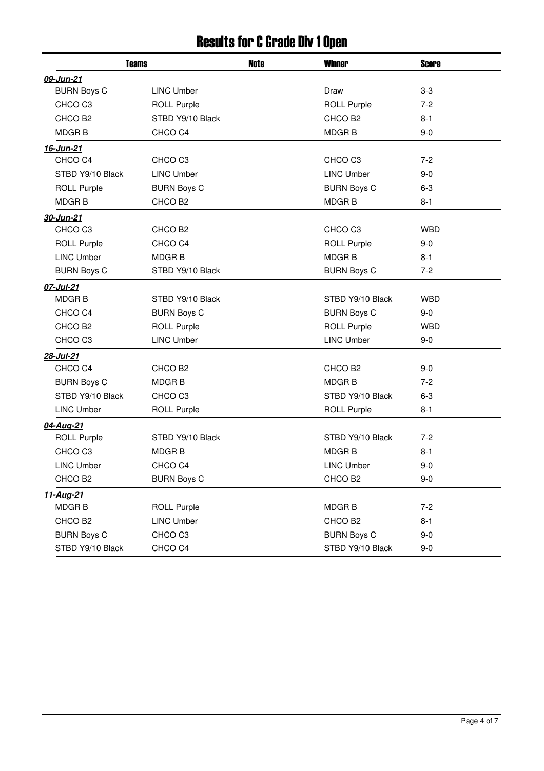# Results for C Grade Div 1 Open

| Teams | | Note | Winner | Score |
|---|---|---|---|---|
| ***09-Jun-21*** | | | | |
| BURN Boys C | LINC Umber | | Draw | 3-3 |
| CHCO C3 | ROLL Purple | | ROLL Purple | 7-2 |
| CHCO B2 | STBD Y9/10 Black | | CHCO B2 | 8-1 |
| MDGR B | CHCO C4 | | MDGR B | 9-0 |
| ***16-Jun-21*** | | | | |
| CHCO C4 | CHCO C3 | | CHCO C3 | 7-2 |
| STBD Y9/10 Black | LINC Umber | | LINC Umber | 9-0 |
| ROLL Purple | BURN Boys C | | BURN Boys C | 6-3 |
| MDGR B | CHCO B2 | | MDGR B | 8-1 |
| ***30-Jun-21*** | | | | |
| CHCO C3 | CHCO B2 | | CHCO C3 | WBD |
| ROLL Purple | CHCO C4 | | ROLL Purple | 9-0 |
| LINC Umber | MDGR B | | MDGR B | 8-1 |
| BURN Boys C | STBD Y9/10 Black | | BURN Boys C | 7-2 |
| ***07-Jul-21*** | | | | |
| MDGR B | STBD Y9/10 Black | | STBD Y9/10 Black | WBD |
| CHCO C4 | BURN Boys C | | BURN Boys C | 9-0 |
| CHCO B2 | ROLL Purple | | ROLL Purple | WBD |
| CHCO C3 | LINC Umber | | LINC Umber | 9-0 |
| ***28-Jul-21*** | | | | |
| CHCO C4 | CHCO B2 | | CHCO B2 | 9-0 |
| BURN Boys C | MDGR B | | MDGR B | 7-2 |
| STBD Y9/10 Black | CHCO C3 | | STBD Y9/10 Black | 6-3 |
| LINC Umber | ROLL Purple | | ROLL Purple | 8-1 |
| ***04-Aug-21*** | | | | |
| ROLL Purple | STBD Y9/10 Black | | STBD Y9/10 Black | 7-2 |
| CHCO C3 | MDGR B | | MDGR B | 8-1 |
| LINC Umber | CHCO C4 | | LINC Umber | 9-0 |
| CHCO B2 | BURN Boys C | | CHCO B2 | 9-0 |
| ***11-Aug-21*** | | | | |
| MDGR B | ROLL Purple | | MDGR B | 7-2 |
| CHCO B2 | LINC Umber | | CHCO B2 | 8-1 |
| BURN Boys C | CHCO C3 | | BURN Boys C | 9-0 |
| STBD Y9/10 Black | CHCO C4 | | STBD Y9/10 Black | 9-0 |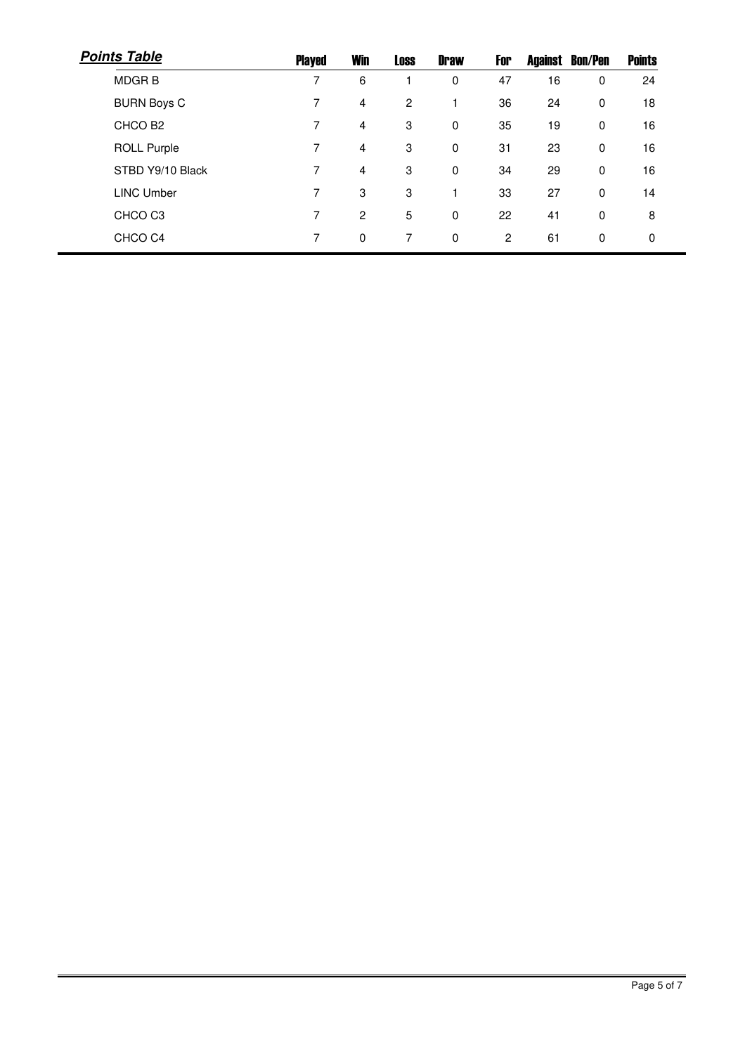***Points Table***

| | Played | Win | Loss | Draw | For | Against | Bon/Pen | Points |
|---|---|---|---|---|---|---|---|---|
| MDGR B | 7 | 6 | 1 | 0 | 47 | 16 | 0 | 24 |
| BURN Boys C | 7 | 4 | 2 | 1 | 36 | 24 | 0 | 18 |
| CHCO B2 | 7 | 4 | 3 | 0 | 35 | 19 | 0 | 16 |
| ROLL Purple | 7 | 4 | 3 | 0 | 31 | 23 | 0 | 16 |
| STBD Y9/10 Black | 7 | 4 | 3 | 0 | 34 | 29 | 0 | 16 |
| LINC Umber | 7 | 3 | 3 | 1 | 33 | 27 | 0 | 14 |
| CHCO C3 | 7 | 2 | 5 | 0 | 22 | 41 | 0 | 8 |
| CHCO C4 | 7 | 0 | 7 | 0 | 2 | 61 | 0 | 0 |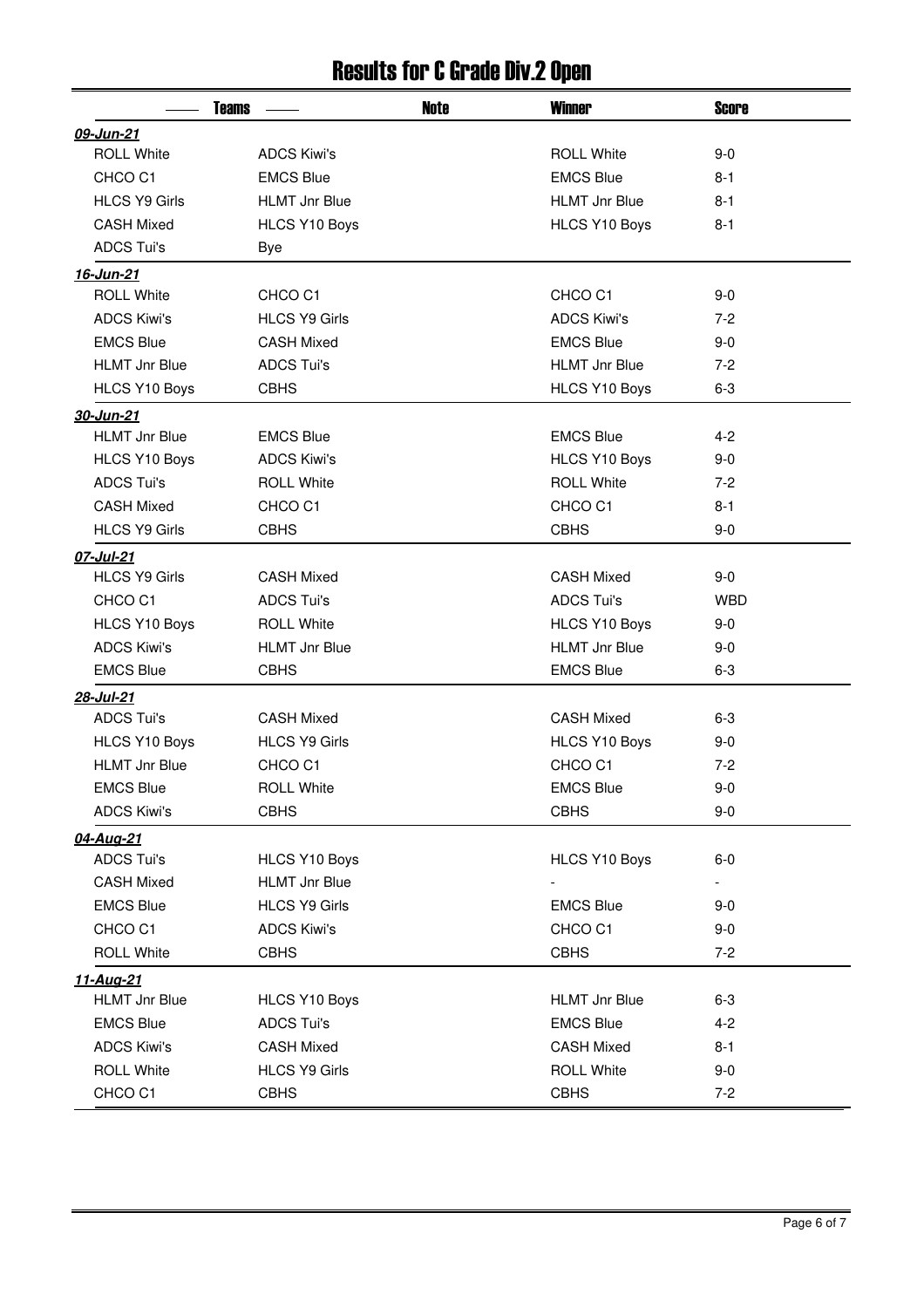# Results for C Grade Div.2 Open

| Teams | | Note | Winner | Score |
|---|---|---|---|---|
| ***09-Jun-21*** | | | | |
| ROLL White | ADCS Kiwi's | | ROLL White | 9-0 |
| CHCO C1 | EMCS Blue | | EMCS Blue | 8-1 |
| HLCS Y9 Girls | HLMT Jnr Blue | | HLMT Jnr Blue | 8-1 |
| CASH Mixed | HLCS Y10 Boys | | HLCS Y10 Boys | 8-1 |
| ADCS Tui's | Bye | | | |
| ***16-Jun-21*** | | | | |
| ROLL White | CHCO C1 | | CHCO C1 | 9-0 |
| ADCS Kiwi's | HLCS Y9 Girls | | ADCS Kiwi's | 7-2 |
| EMCS Blue | CASH Mixed | | EMCS Blue | 9-0 |
| HLMT Jnr Blue | ADCS Tui's | | HLMT Jnr Blue | 7-2 |
| HLCS Y10 Boys | CBHS | | HLCS Y10 Boys | 6-3 |
| ***30-Jun-21*** | | | | |
| HLMT Jnr Blue | EMCS Blue | | EMCS Blue | 4-2 |
| HLCS Y10 Boys | ADCS Kiwi's | | HLCS Y10 Boys | 9-0 |
| ADCS Tui's | ROLL White | | ROLL White | 7-2 |
| CASH Mixed | CHCO C1 | | CHCO C1 | 8-1 |
| HLCS Y9 Girls | CBHS | | CBHS | 9-0 |
| ***07-Jul-21*** | | | | |
| HLCS Y9 Girls | CASH Mixed | | CASH Mixed | 9-0 |
| CHCO C1 | ADCS Tui's | | ADCS Tui's | WBD |
| HLCS Y10 Boys | ROLL White | | HLCS Y10 Boys | 9-0 |
| ADCS Kiwi's | HLMT Jnr Blue | | HLMT Jnr Blue | 9-0 |
| EMCS Blue | CBHS | | EMCS Blue | 6-3 |
| ***28-Jul-21*** | | | | |
| ADCS Tui's | CASH Mixed | | CASH Mixed | 6-3 |
| HLCS Y10 Boys | HLCS Y9 Girls | | HLCS Y10 Boys | 9-0 |
| HLMT Jnr Blue | CHCO C1 | | CHCO C1 | 7-2 |
| EMCS Blue | ROLL White | | EMCS Blue | 9-0 |
| ADCS Kiwi's | CBHS | | CBHS | 9-0 |
| ***04-Aug-21*** | | | | |
| ADCS Tui's | HLCS Y10 Boys | | HLCS Y10 Boys | 6-0 |
| CASH Mixed | HLMT Jnr Blue | | - | - |
| EMCS Blue | HLCS Y9 Girls | | EMCS Blue | 9-0 |
| CHCO C1 | ADCS Kiwi's | | CHCO C1 | 9-0 |
| ROLL White | CBHS | | CBHS | 7-2 |
| ***11-Aug-21*** | | | | |
| HLMT Jnr Blue | HLCS Y10 Boys | | HLMT Jnr Blue | 6-3 |
| EMCS Blue | ADCS Tui's | | EMCS Blue | 4-2 |
| ADCS Kiwi's | CASH Mixed | | CASH Mixed | 8-1 |
| ROLL White | HLCS Y9 Girls | | ROLL White | 9-0 |
| CHCO C1 | CBHS | | CBHS | 7-2 |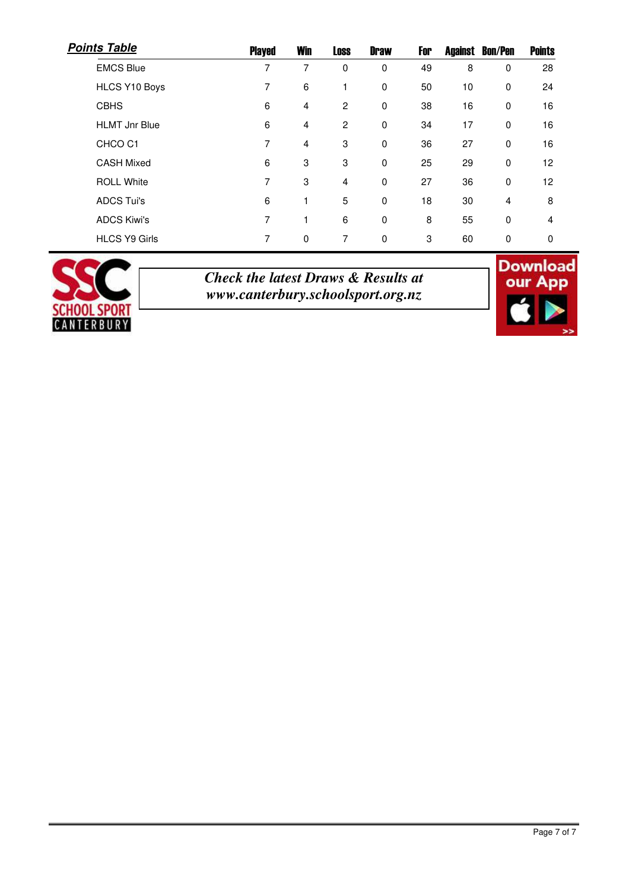***Points Table***

| | Played | Win | Loss | Draw | For | Against | Bon/Pen | Points |
|---|---|---|---|---|---|---|---|---|
| EMCS Blue | 7 | 7 | 0 | 0 | 49 | 8 | 0 | 28 |
| HLCS Y10 Boys | 7 | 6 | 1 | 0 | 50 | 10 | 0 | 24 |
| CBHS | 6 | 4 | 2 | 0 | 38 | 16 | 0 | 16 |
| HLMT Jnr Blue | 6 | 4 | 2 | 0 | 34 | 17 | 0 | 16 |
| CHCO C1 | 7 | 4 | 3 | 0 | 36 | 27 | 0 | 16 |
| CASH Mixed | 6 | 3 | 3 | 0 | 25 | 29 | 0 | 12 |
| ROLL White | 7 | 3 | 4 | 0 | 27 | 36 | 0 | 12 |
| ADCS Tui's | 6 | 1 | 5 | 0 | 18 | 30 | 4 | 8 |
| ADCS Kiwi's | 7 | 1 | 6 | 0 | 8 | 55 | 0 | 4 |
| HLCS Y9 Girls | 7 | 0 | 7 | 0 | 3 | 60 | 0 | 0 |

SSC SCHOOL SPORT CANTERBURY

***Check the latest Draws & Results at***
***www.canterbury.schoolsport.org.nz***

Download our App